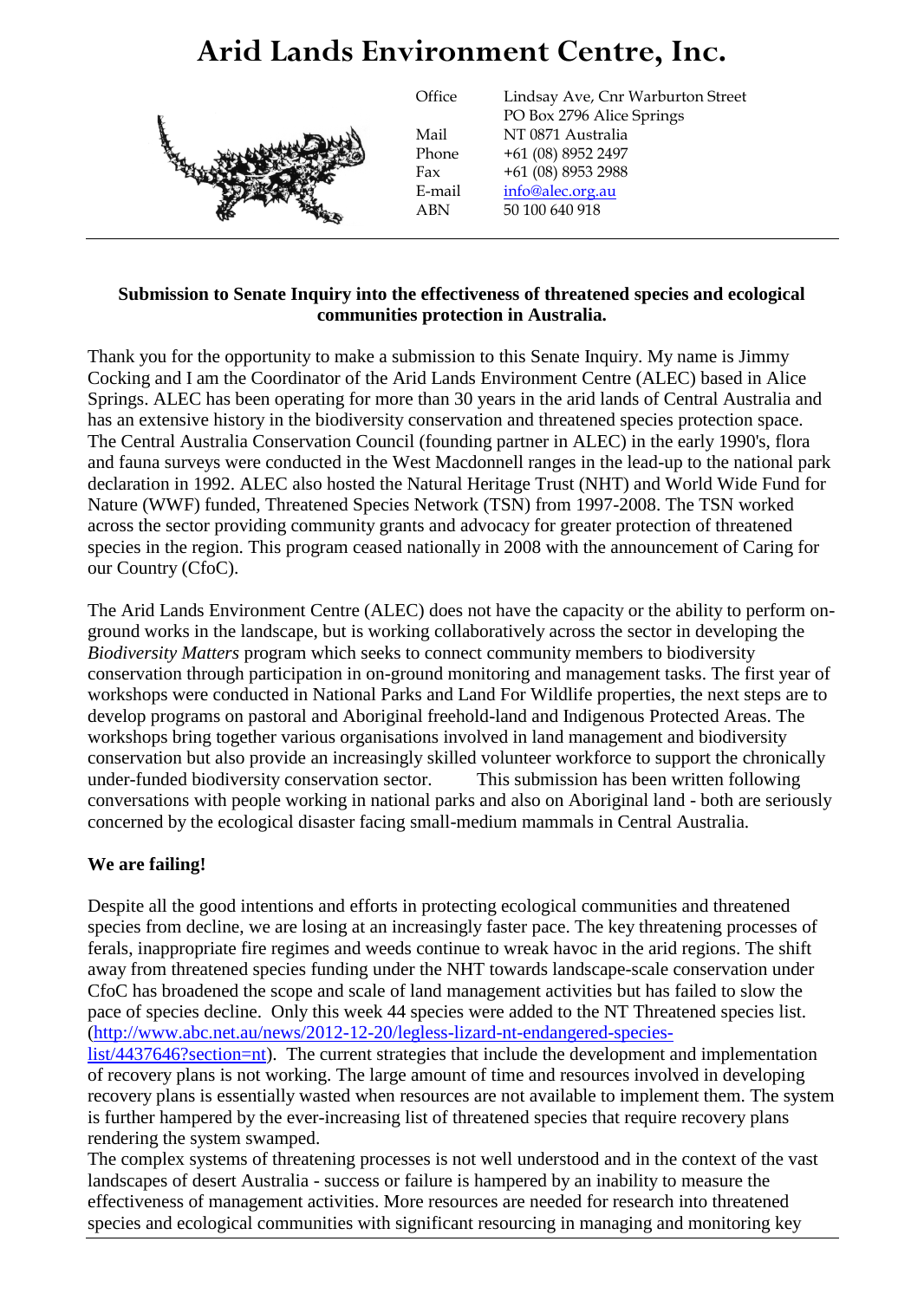# Arid Lands Environment Centre, Inc.

| | |
|---|---|
| Office | Lindsay Ave, Cnr Warburton Street |
| | PO Box 2796 Alice Springs |
| Mail | NT 0871 Australia |
| Phone | +61 (08) 8952 2497 |
| Fax | +61 (08) 8953 2988 |
| E-mail | info@alec.org.au |
| ABN | 50 100 640 918 |

**Submission to Senate Inquiry into the effectiveness of threatened species and ecological communities protection in Australia.**

Thank you for the opportunity to make a submission to this Senate Inquiry. My name is Jimmy Cocking and I am the Coordinator of the Arid Lands Environment Centre (ALEC) based in Alice Springs. ALEC has been operating for more than 30 years in the arid lands of Central Australia and has an extensive history in the biodiversity conservation and threatened species protection space. The Central Australia Conservation Council (founding partner in ALEC) in the early 1990's, flora and fauna surveys were conducted in the West Macdonnell ranges in the lead-up to the national park declaration in 1992. ALEC also hosted the Natural Heritage Trust (NHT) and World Wide Fund for Nature (WWF) funded, Threatened Species Network (TSN) from 1997-2008. The TSN worked across the sector providing community grants and advocacy for greater protection of threatened species in the region. This program ceased nationally in 2008 with the announcement of Caring for our Country (CfoC).

The Arid Lands Environment Centre (ALEC) does not have the capacity or the ability to perform on-ground works in the landscape, but is working collaboratively across the sector in developing the *Biodiversity Matters* program which seeks to connect community members to biodiversity conservation through participation in on-ground monitoring and management tasks. The first year of workshops were conducted in National Parks and Land For Wildlife properties, the next steps are to develop programs on pastoral and Aboriginal freehold-land and Indigenous Protected Areas. The workshops bring together various organisations involved in land management and biodiversity conservation but also provide an increasingly skilled volunteer workforce to support the chronically under-funded biodiversity conservation sector. This submission has been written following conversations with people working in national parks and also on Aboriginal land - both are seriously concerned by the ecological disaster facing small-medium mammals in Central Australia.

**We are failing!**

Despite all the good intentions and efforts in protecting ecological communities and threatened species from decline, we are losing at an increasingly faster pace. The key threatening processes of ferals, inappropriate fire regimes and weeds continue to wreak havoc in the arid regions. The shift away from threatened species funding under the NHT towards landscape-scale conservation under CfoC has broadened the scope and scale of land management activities but has failed to slow the pace of species decline. Only this week 44 species were added to the NT Threatened species list. (http://www.abc.net.au/news/2012-12-20/legless-lizard-nt-endangered-species-list/4437646?section=nt). The current strategies that include the development and implementation of recovery plans is not working. The large amount of time and resources involved in developing recovery plans is essentially wasted when resources are not available to implement them. The system is further hampered by the ever-increasing list of threatened species that require recovery plans rendering the system swamped.

The complex systems of threatening processes is not well understood and in the context of the vast landscapes of desert Australia - success or failure is hampered by an inability to measure the effectiveness of management activities. More resources are needed for research into threatened species and ecological communities with significant resourcing in managing and monitoring key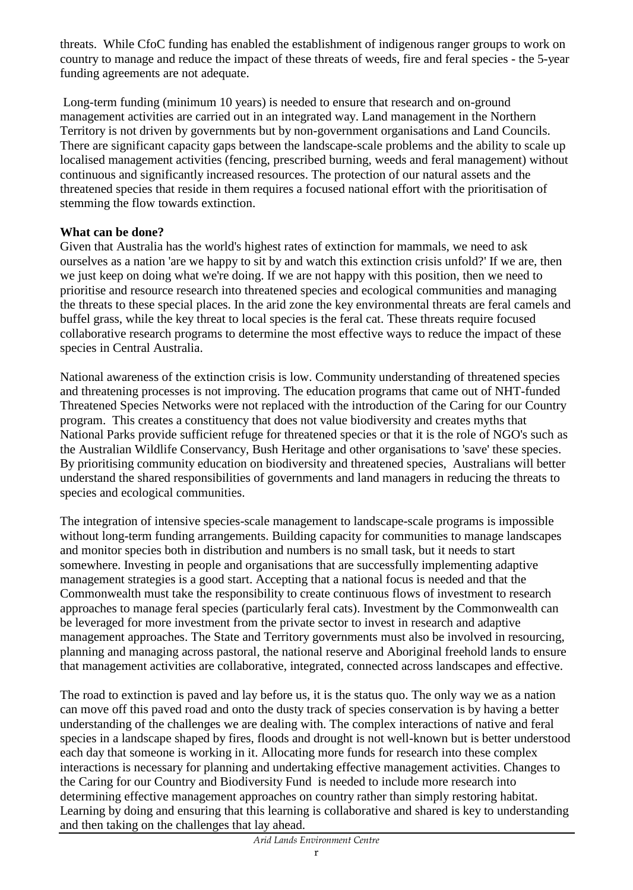threats. While CfoC funding has enabled the establishment of indigenous ranger groups to work on country to manage and reduce the impact of these threats of weeds, fire and feral species - the 5-year funding agreements are not adequate.

Long-term funding (minimum 10 years) is needed to ensure that research and on-ground management activities are carried out in an integrated way. Land management in the Northern Territory is not driven by governments but by non-government organisations and Land Councils. There are significant capacity gaps between the landscape-scale problems and the ability to scale up localised management activities (fencing, prescribed burning, weeds and feral management) without continuous and significantly increased resources. The protection of our natural assets and the threatened species that reside in them requires a focused national effort with the prioritisation of stemming the flow towards extinction.

**What can be done?**

Given that Australia has the world's highest rates of extinction for mammals, we need to ask ourselves as a nation 'are we happy to sit by and watch this extinction crisis unfold?' If we are, then we just keep on doing what we're doing. If we are not happy with this position, then we need to prioritise and resource research into threatened species and ecological communities and managing the threats to these special places. In the arid zone the key environmental threats are feral camels and buffel grass, while the key threat to local species is the feral cat. These threats require focused collaborative research programs to determine the most effective ways to reduce the impact of these species in Central Australia.

National awareness of the extinction crisis is low. Community understanding of threatened species and threatening processes is not improving. The education programs that came out of NHT-funded Threatened Species Networks were not replaced with the introduction of the Caring for our Country program. This creates a constituency that does not value biodiversity and creates myths that National Parks provide sufficient refuge for threatened species or that it is the role of NGO's such as the Australian Wildlife Conservancy, Bush Heritage and other organisations to 'save' these species. By prioritising community education on biodiversity and threatened species, Australians will better understand the shared responsibilities of governments and land managers in reducing the threats to species and ecological communities.

The integration of intensive species-scale management to landscape-scale programs is impossible without long-term funding arrangements. Building capacity for communities to manage landscapes and monitor species both in distribution and numbers is no small task, but it needs to start somewhere. Investing in people and organisations that are successfully implementing adaptive management strategies is a good start. Accepting that a national focus is needed and that the Commonwealth must take the responsibility to create continuous flows of investment to research approaches to manage feral species (particularly feral cats). Investment by the Commonwealth can be leveraged for more investment from the private sector to invest in research and adaptive management approaches. The State and Territory governments must also be involved in resourcing, planning and managing across pastoral, the national reserve and Aboriginal freehold lands to ensure that management activities are collaborative, integrated, connected across landscapes and effective.

The road to extinction is paved and lay before us, it is the status quo. The only way we as a nation can move off this paved road and onto the dusty track of species conservation is by having a better understanding of the challenges we are dealing with. The complex interactions of native and feral species in a landscape shaped by fires, floods and drought is not well-known but is better understood each day that someone is working in it. Allocating more funds for research into these complex interactions is necessary for planning and undertaking effective management activities. Changes to the Caring for our Country and Biodiversity Fund is needed to include more research into determining effective management approaches on country rather than simply restoring habitat. Learning by doing and ensuring that this learning is collaborative and shared is key to understanding and then taking on the challenges that lay ahead.